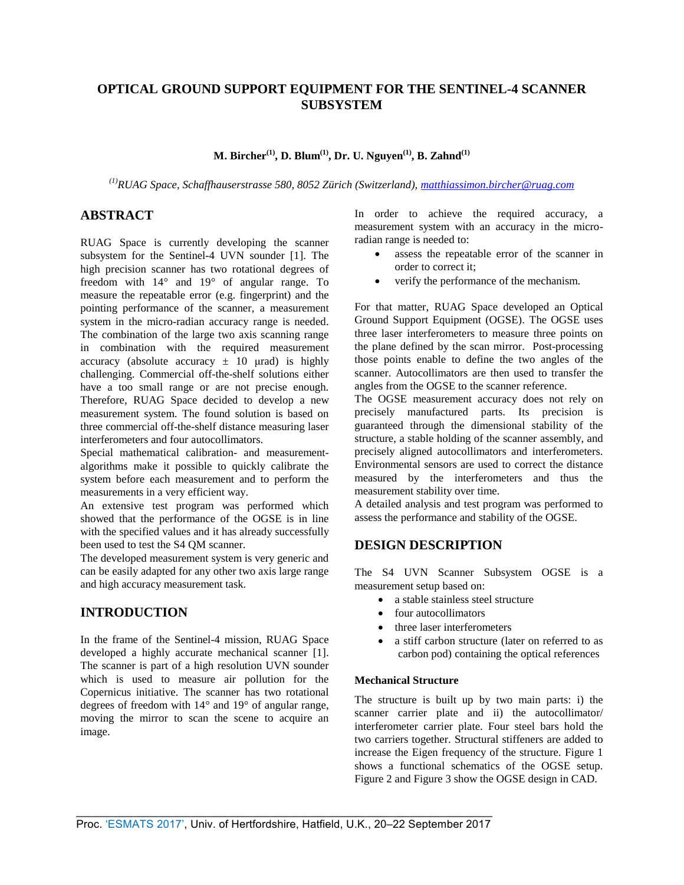# OPTICAL GROUND SUPPORT EQUIPMENT FOR THE SENTINEL-4 SCANNER SUBSYSTEM

**M. Bircher[(1)], D. Blum[(1)], Dr. U. Nguyen[(1)], B. Zahnd[(1)]**

*[(1)]RUAG Space, Schaffhauserstrasse 580, 8052 Zürich (Switzerland), matthiassimon.bircher@ruag.com*

## ABSTRACT

RUAG Space is currently developing the scanner subsystem for the Sentinel-4 UVN sounder [1]. The high precision scanner has two rotational degrees of freedom with 14° and 19° of angular range. To measure the repeatable error (e.g. fingerprint) and the pointing performance of the scanner, a measurement system in the micro-radian accuracy range is needed. The combination of the large two axis scanning range in combination with the required measurement accuracy (absolute accuracy ± 10 µrad) is highly challenging. Commercial off-the-shelf solutions either have a too small range or are not precise enough. Therefore, RUAG Space decided to develop a new measurement system. The found solution is based on three commercial off-the-shelf distance measuring laser interferometers and four autocollimators.

Special mathematical calibration- and measurement-algorithms make it possible to quickly calibrate the system before each measurement and to perform the measurements in a very efficient way.

An extensive test program was performed which showed that the performance of the OGSE is in line with the specified values and it has already successfully been used to test the S4 QM scanner.

The developed measurement system is very generic and can be easily adapted for any other two axis large range and high accuracy measurement task.

## INTRODUCTION

In the frame of the Sentinel-4 mission, RUAG Space developed a highly accurate mechanical scanner [1]. The scanner is part of a high resolution UVN sounder which is used to measure air pollution for the Copernicus initiative. The scanner has two rotational degrees of freedom with 14° and 19° of angular range, moving the mirror to scan the scene to acquire an image.

In order to achieve the required accuracy, a measurement system with an accuracy in the micro-radian range is needed to:

- assess the repeatable error of the scanner in order to correct it;
- verify the performance of the mechanism.

For that matter, RUAG Space developed an Optical Ground Support Equipment (OGSE). The OGSE uses three laser interferometers to measure three points on the plane defined by the scan mirror. Post-processing those points enable to define the two angles of the scanner. Autocollimators are then used to transfer the angles from the OGSE to the scanner reference.

The OGSE measurement accuracy does not rely on precisely manufactured parts. Its precision is guaranteed through the dimensional stability of the structure, a stable holding of the scanner assembly, and precisely aligned autocollimators and interferometers. Environmental sensors are used to correct the distance measured by the interferometers and thus the measurement stability over time.

A detailed analysis and test program was performed to assess the performance and stability of the OGSE.

## DESIGN DESCRIPTION

The S4 UVN Scanner Subsystem OGSE is a measurement setup based on:

- a stable stainless steel structure
- four autocollimators
- three laser interferometers
- a stiff carbon structure (later on referred to as carbon pod) containing the optical references

### Mechanical Structure

The structure is built up by two main parts: i) the scanner carrier plate and ii) the autocollimator/ interferometer carrier plate. Four steel bars hold the two carriers together. Structural stiffeners are added to increase the Eigen frequency of the structure. Figure 1 shows a functional schematics of the OGSE setup. Figure 2 and Figure 3 show the OGSE design in CAD.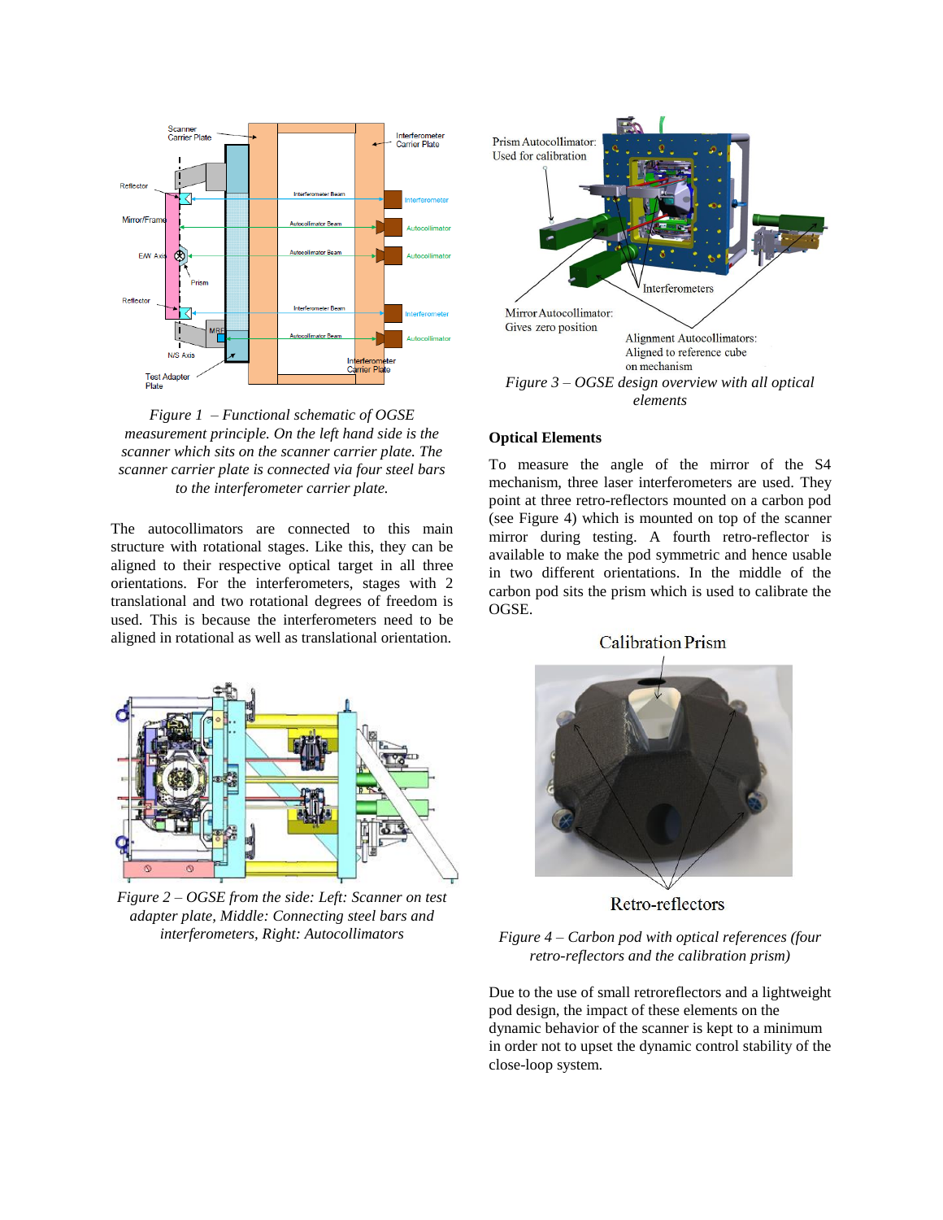*Figure 1 – Functional schematic of OGSE measurement principle. On the left hand side is the scanner which sits on the scanner carrier plate. The scanner carrier plate is connected via four steel bars to the interferometer carrier plate.*

The autocollimators are connected to this main structure with rotational stages. Like this, they can be aligned to their respective optical target in all three orientations. For the interferometers, stages with 2 translational and two rotational degrees of freedom is used. This is because the interferometers need to be aligned in rotational as well as translational orientation.

*Figure 2 – OGSE from the side: Left: Scanner on test adapter plate, Middle: Connecting steel bars and interferometers, Right: Autocollimators*

*Figure 3 – OGSE design overview with all optical elements*

**Optical Elements**

To measure the angle of the mirror of the S4 mechanism, three laser interferometers are used. They point at three retro-reflectors mounted on a carbon pod (see Figure 4) which is mounted on top of the scanner mirror during testing. A fourth retro-reflector is available to make the pod symmetric and hence usable in two different orientations. In the middle of the carbon pod sits the prism which is used to calibrate the OGSE.

*Figure 4 – Carbon pod with optical references (four retro-reflectors and the calibration prism)*

Due to the use of small retroreflectors and a lightweight pod design, the impact of these elements on the dynamic behavior of the scanner is kept to a minimum in order not to upset the dynamic control stability of the close-loop system.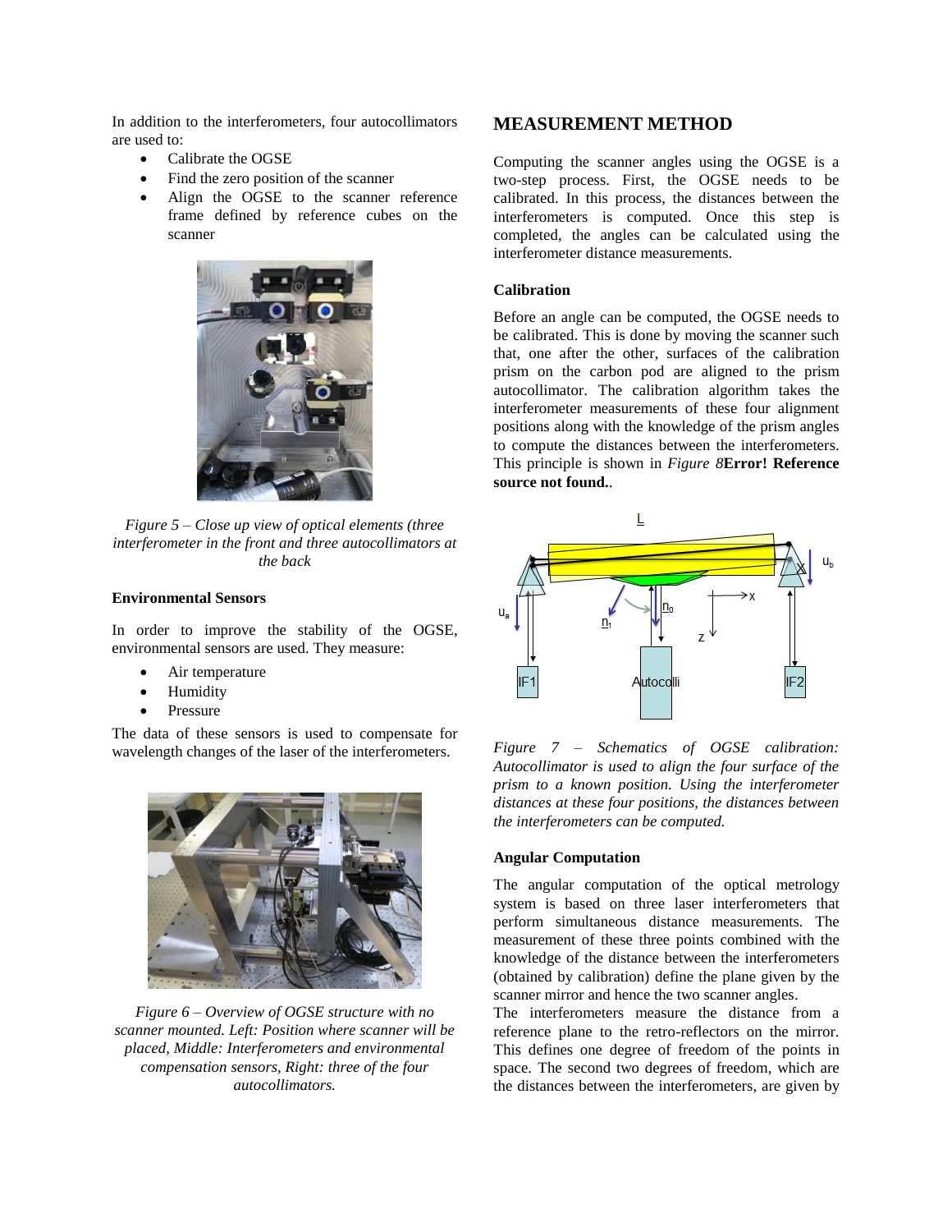In addition to the interferometers, four autocollimators are used to:

- Calibrate the OGSE
- Find the zero position of the scanner
- Align the OGSE to the scanner reference frame defined by reference cubes on the scanner

*Figure 5 – Close up view of optical elements (three interferometer in the front and three autocollimators at the back*

### Environmental Sensors

In order to improve the stability of the OGSE, environmental sensors are used. They measure:

- Air temperature
- Humidity
- Pressure

The data of these sensors is used to compensate for wavelength changes of the laser of the interferometers.

*Figure 6 – Overview of OGSE structure with no scanner mounted. Left: Position where scanner will be placed, Middle: Interferometers and environmental compensation sensors, Right: three of the four autocollimators.*

## MEASUREMENT METHOD

Computing the scanner angles using the OGSE is a two-step process. First, the OGSE needs to be calibrated. In this process, the distances between the interferometers is computed. Once this step is completed, the angles can be calculated using the interferometer distance measurements.

### Calibration

Before an angle can be computed, the OGSE needs to be calibrated. This is done by moving the scanner such that, one after the other, surfaces of the calibration prism on the carbon pod are aligned to the prism autocollimator. The calibration algorithm takes the interferometer measurements of these four alignment positions along with the knowledge of the prism angles to compute the distances between the interferometers. This principle is shown in *Figure 8***Error! Reference source not found.**.

*Figure 7 – Schematics of OGSE calibration: Autocollimator is used to align the four surface of the prism to a known position. Using the interferometer distances at these four positions, the distances between the interferometers can be computed.*

### Angular Computation

The angular computation of the optical metrology system is based on three laser interferometers that perform simultaneous distance measurements. The measurement of these three points combined with the knowledge of the distance between the interferometers (obtained by calibration) define the plane given by the scanner mirror and hence the two scanner angles.

The interferometers measure the distance from a reference plane to the retro-reflectors on the mirror. This defines one degree of freedom of the points in space. The second two degrees of freedom, which are the distances between the interferometers, are given by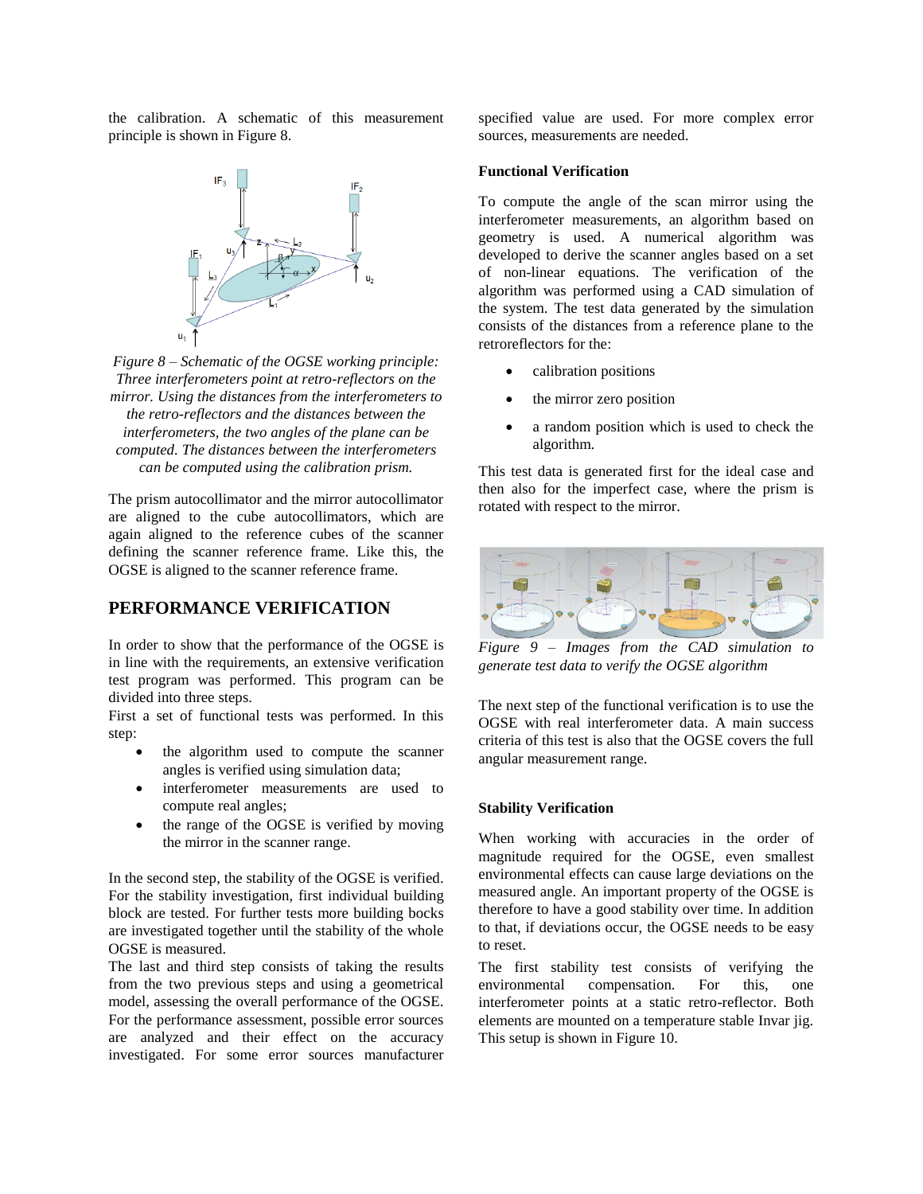the calibration. A schematic of this measurement principle is shown in Figure 8.

*Figure 8 – Schematic of the OGSE working principle: Three interferometers point at retro-reflectors on the mirror. Using the distances from the interferometers to the retro-reflectors and the distances between the interferometers, the two angles of the plane can be computed. The distances between the interferometers can be computed using the calibration prism.*

The prism autocollimator and the mirror autocollimator are aligned to the cube autocollimators, which are again aligned to the reference cubes of the scanner defining the scanner reference frame. Like this, the OGSE is aligned to the scanner reference frame.

## PERFORMANCE VERIFICATION

In order to show that the performance of the OGSE is in line with the requirements, an extensive verification test program was performed. This program can be divided into three steps.

First a set of functional tests was performed. In this step:

- the algorithm used to compute the scanner angles is verified using simulation data;
- interferometer measurements are used to compute real angles;
- the range of the OGSE is verified by moving the mirror in the scanner range.

In the second step, the stability of the OGSE is verified. For the stability investigation, first individual building block are tested. For further tests more building bocks are investigated together until the stability of the whole OGSE is measured.

The last and third step consists of taking the results from the two previous steps and using a geometrical model, assessing the overall performance of the OGSE. For the performance assessment, possible error sources are analyzed and their effect on the accuracy investigated. For some error sources manufacturer specified value are used. For more complex error sources, measurements are needed.

### Functional Verification

To compute the angle of the scan mirror using the interferometer measurements, an algorithm based on geometry is used. A numerical algorithm was developed to derive the scanner angles based on a set of non-linear equations. The verification of the algorithm was performed using a CAD simulation of the system. The test data generated by the simulation consists of the distances from a reference plane to the retroreflectors for the:

- calibration positions
- the mirror zero position
- a random position which is used to check the algorithm.

This test data is generated first for the ideal case and then also for the imperfect case, where the prism is rotated with respect to the mirror.

*Figure 9 – Images from the CAD simulation to generate test data to verify the OGSE algorithm*

The next step of the functional verification is to use the OGSE with real interferometer data. A main success criteria of this test is also that the OGSE covers the full angular measurement range.

### Stability Verification

When working with accuracies in the order of magnitude required for the OGSE, even smallest environmental effects can cause large deviations on the measured angle. An important property of the OGSE is therefore to have a good stability over time. In addition to that, if deviations occur, the OGSE needs to be easy to reset.

The first stability test consists of verifying the environmental compensation. For this, one interferometer points at a static retro-reflector. Both elements are mounted on a temperature stable Invar jig. This setup is shown in Figure 10.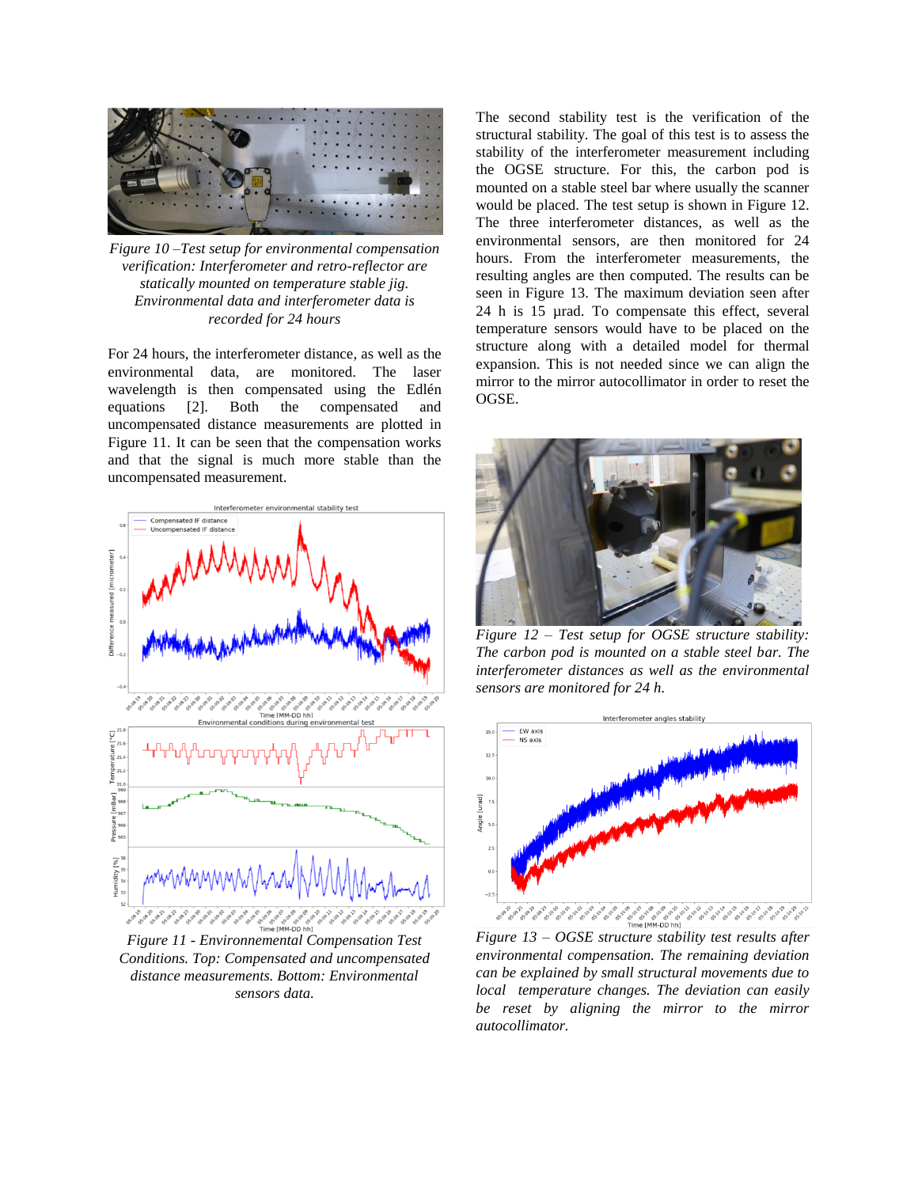*Figure 10 –Test setup for environmental compensation verification: Interferometer and retro-reflector are statically mounted on temperature stable jig. Environmental data and interferometer data is recorded for 24 hours*

For 24 hours, the interferometer distance, as well as the environmental data, are monitored. The laser wavelength is then compensated using the Edlén equations [2]. Both the compensated and uncompensated distance measurements are plotted in Figure 11. It can be seen that the compensation works and that the signal is much more stable than the uncompensated measurement.

*Figure 11 - Environnemental Compensation Test Conditions. Top: Compensated and uncompensated distance measurements. Bottom: Environmental sensors data.*

The second stability test is the verification of the structural stability. The goal of this test is to assess the stability of the interferometer measurement including the OGSE structure. For this, the carbon pod is mounted on a stable steel bar where usually the scanner would be placed. The test setup is shown in Figure 12. The three interferometer distances, as well as the environmental sensors, are then monitored for 24 hours. From the interferometer measurements, the resulting angles are then computed. The results can be seen in Figure 13. The maximum deviation seen after 24 h is 15 µrad. To compensate this effect, several temperature sensors would have to be placed on the structure along with a detailed model for thermal expansion. This is not needed since we can align the mirror to the mirror autocollimator in order to reset the OGSE.

*Figure 12 – Test setup for OGSE structure stability: The carbon pod is mounted on a stable steel bar. The interferometer distances as well as the environmental sensors are monitored for 24 h.*

*Figure 13 – OGSE structure stability test results after environmental compensation. The remaining deviation can be explained by small structural movements due to local temperature changes. The deviation can easily be reset by aligning the mirror to the mirror autocollimator.*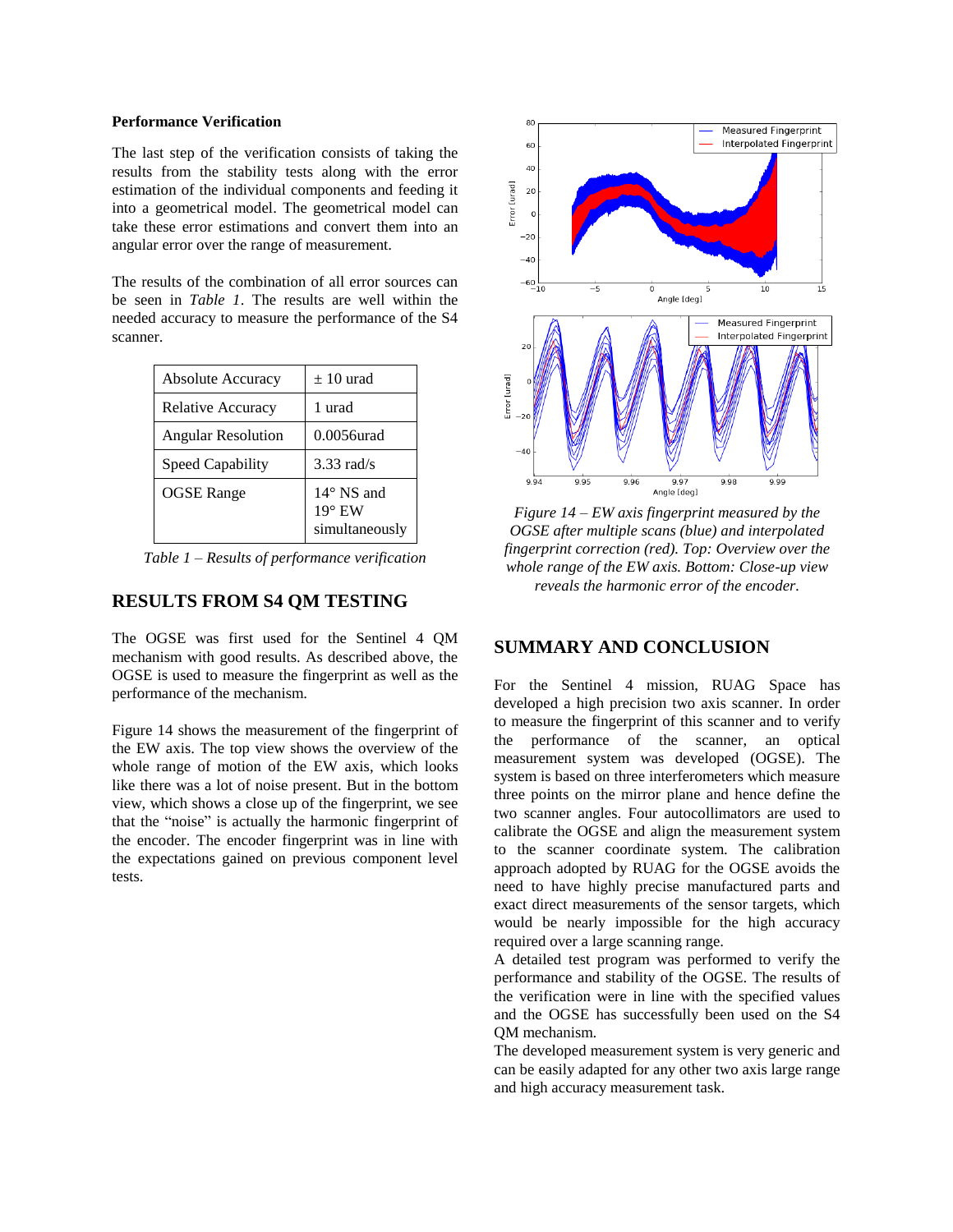**Performance Verification**

The last step of the verification consists of taking the results from the stability tests along with the error estimation of the individual components and feeding it into a geometrical model. The geometrical model can take these error estimations and convert them into an angular error over the range of measurement.

The results of the combination of all error sources can be seen in *Table 1*. The results are well within the needed accuracy to measure the performance of the S4 scanner.

| Absolute Accuracy | ± 10 urad |
|---|---|
| Relative Accuracy | 1 urad |
| Angular Resolution | 0.0056urad |
| Speed Capability | 3.33 rad/s |
| OGSE Range | 14° NS and 19° EW simultaneously |

*Table 1 – Results of performance verification*

## RESULTS FROM S4 QM TESTING

The OGSE was first used for the Sentinel 4 QM mechanism with good results. As described above, the OGSE is used to measure the fingerprint as well as the performance of the mechanism.

Figure 14 shows the measurement of the fingerprint of the EW axis. The top view shows the overview of the whole range of motion of the EW axis, which looks like there was a lot of noise present. But in the bottom view, which shows a close up of the fingerprint, we see that the "noise" is actually the harmonic fingerprint of the encoder. The encoder fingerprint was in line with the expectations gained on previous component level tests.

*Figure 14 – EW axis fingerprint measured by the OGSE after multiple scans (blue) and interpolated fingerprint correction (red). Top: Overview over the whole range of the EW axis. Bottom: Close-up view reveals the harmonic error of the encoder.*

## SUMMARY AND CONCLUSION

For the Sentinel 4 mission, RUAG Space has developed a high precision two axis scanner. In order to measure the fingerprint of this scanner and to verify the performance of the scanner, an optical measurement system was developed (OGSE). The system is based on three interferometers which measure three points on the mirror plane and hence define the two scanner angles. Four autocollimators are used to calibrate the OGSE and align the measurement system to the scanner coordinate system. The calibration approach adopted by RUAG for the OGSE avoids the need to have highly precise manufactured parts and exact direct measurements of the sensor targets, which would be nearly impossible for the high accuracy required over a large scanning range.

A detailed test program was performed to verify the performance and stability of the OGSE. The results of the verification were in line with the specified values and the OGSE has successfully been used on the S4 QM mechanism.

The developed measurement system is very generic and can be easily adapted for any other two axis large range and high accuracy measurement task.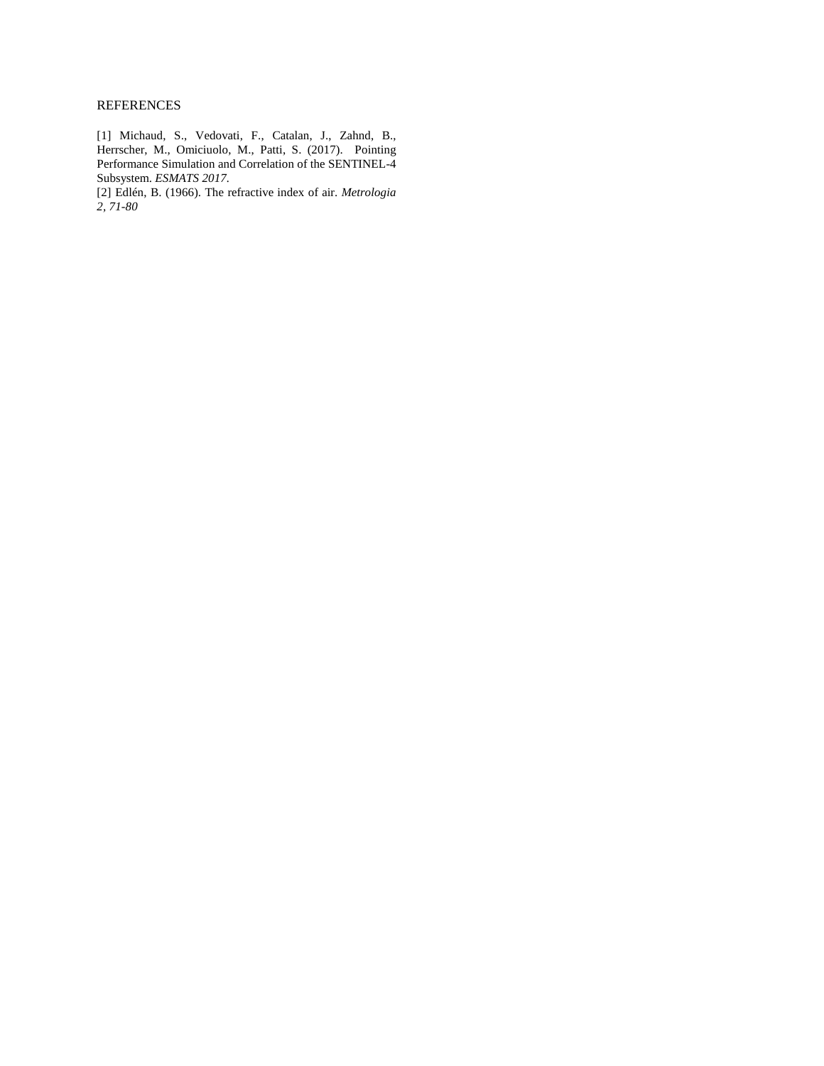## REFERENCES

[1] Michaud, S., Vedovati, F., Catalan, J., Zahnd, B., Herrscher, M., Omiciuolo, M., Patti, S. (2017). Pointing Performance Simulation and Correlation of the SENTINEL-4 Subsystem. *ESMATS 2017*.

[2] Edlén, B. (1966). The refractive index of air. *Metrologia 2, 71-80*